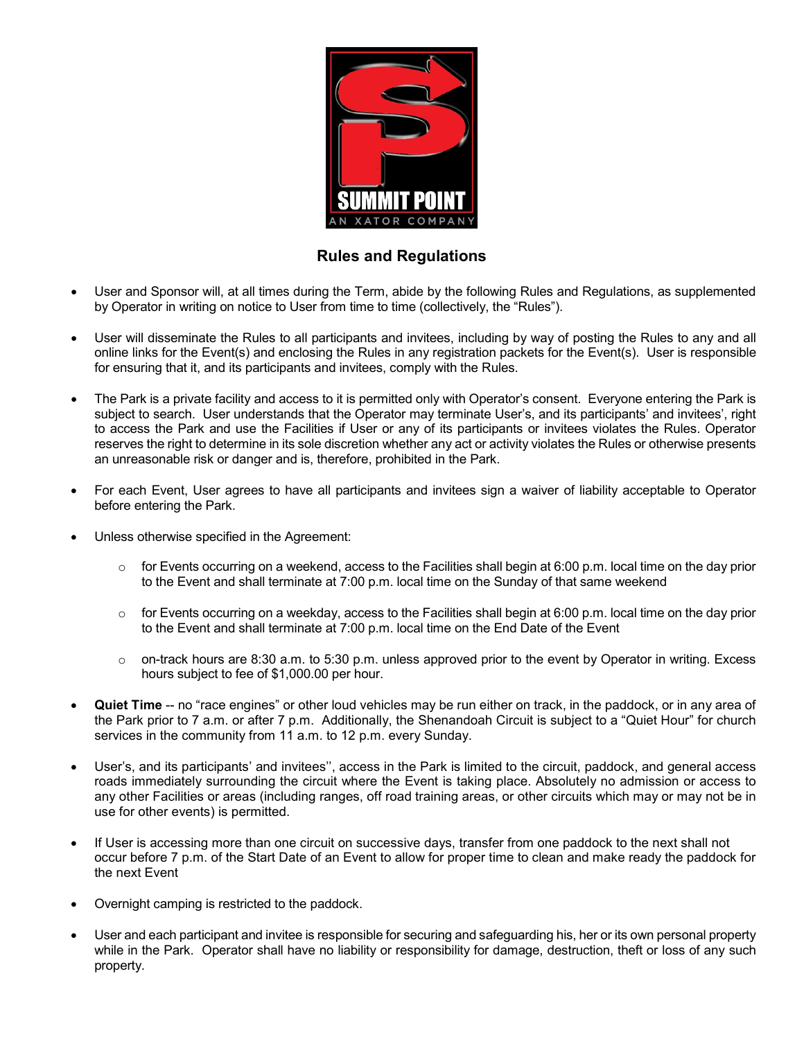## Rules and Regulations

- User and Sponsor will, at all times during the Term, abide by the following Rules and Regulations, as supplemented by Operator in writing on notice to User from time to time (collectively, the "Rules").

- User will disseminate the Rules to all participants and invitees, including by way of posting the Rules to any and all online links for the Event(s) and enclosing the Rules in any registration packets for the Event(s). User is responsible for ensuring that it, and its participants and invitees, comply with the Rules.

- The Park is a private facility and access to it is permitted only with Operator's consent. Everyone entering the Park is subject to search. User understands that the Operator may terminate User's, and its participants' and invitees', right to access the Park and use the Facilities if User or any of its participants or invitees violates the Rules. Operator reserves the right to determine in its sole discretion whether any act or activity violates the Rules or otherwise presents an unreasonable risk or danger and is, therefore, prohibited in the Park.

- For each Event, User agrees to have all participants and invitees sign a waiver of liability acceptable to Operator before entering the Park.

- Unless otherwise specified in the Agreement:
  - for Events occurring on a weekend, access to the Facilities shall begin at 6:00 p.m. local time on the day prior to the Event and shall terminate at 7:00 p.m. local time on the Sunday of that same weekend
  - for Events occurring on a weekday, access to the Facilities shall begin at 6:00 p.m. local time on the day prior to the Event and shall terminate at 7:00 p.m. local time on the End Date of the Event
  - on-track hours are 8:30 a.m. to 5:30 p.m. unless approved prior to the event by Operator in writing. Excess hours subject to fee of $1,000.00 per hour.

- **Quiet Time** -- no "race engines" or other loud vehicles may be run either on track, in the paddock, or in any area of the Park prior to 7 a.m. or after 7 p.m. Additionally, the Shenandoah Circuit is subject to a "Quiet Hour" for church services in the community from 11 a.m. to 12 p.m. every Sunday.

- User's, and its participants' and invitees'', access in the Park is limited to the circuit, paddock, and general access roads immediately surrounding the circuit where the Event is taking place. Absolutely no admission or access to any other Facilities or areas (including ranges, off road training areas, or other circuits which may or may not be in use for other events) is permitted.

- If User is accessing more than one circuit on successive days, transfer from one paddock to the next shall not occur before 7 p.m. of the Start Date of an Event to allow for proper time to clean and make ready the paddock for the next Event

- Overnight camping is restricted to the paddock.

- User and each participant and invitee is responsible for securing and safeguarding his, her or its own personal property while in the Park. Operator shall have no liability or responsibility for damage, destruction, theft or loss of any such property.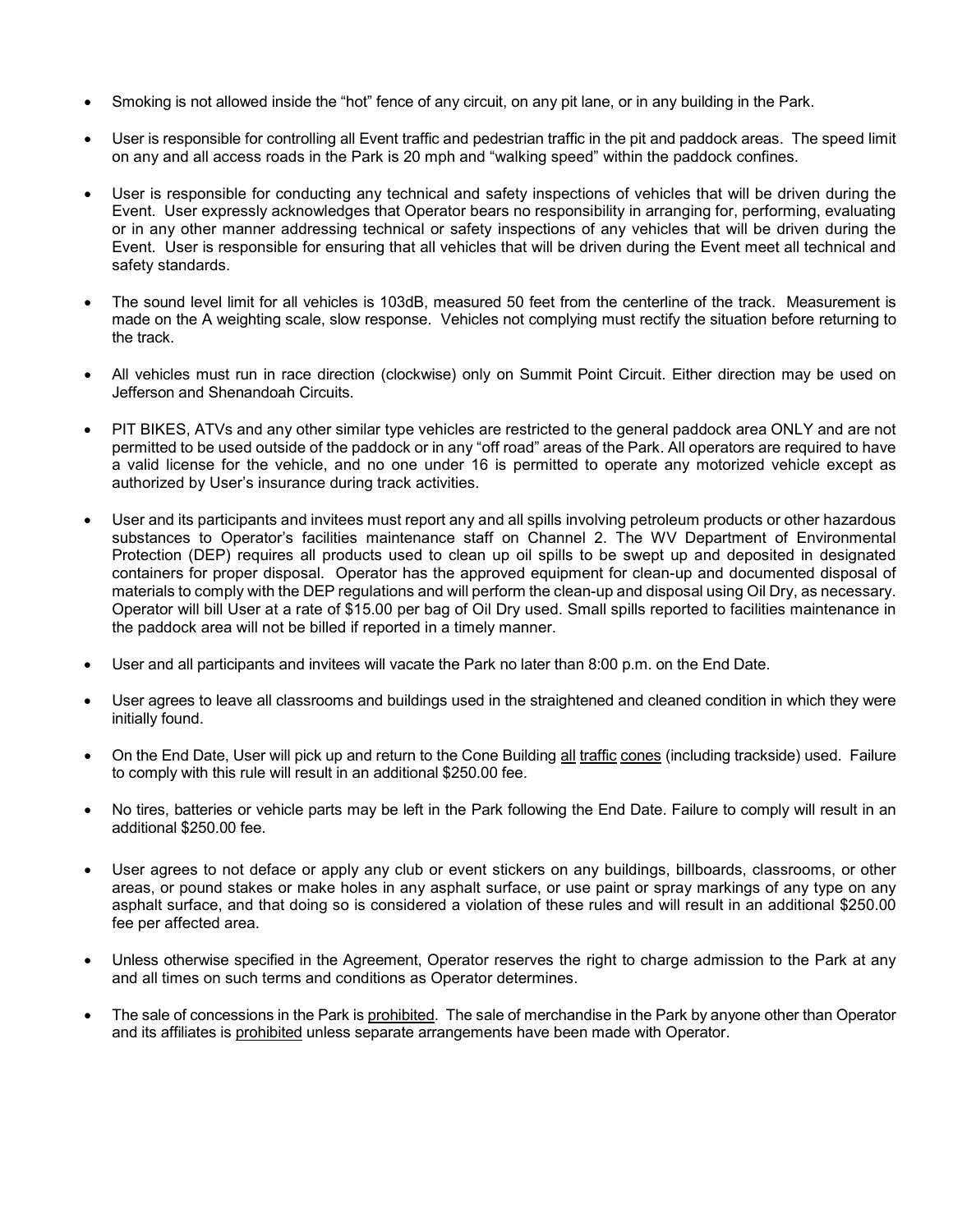- Smoking is not allowed inside the “hot” fence of any circuit, on any pit lane, or in any building in the Park.

- User is responsible for controlling all Event traffic and pedestrian traffic in the pit and paddock areas. The speed limit on any and all access roads in the Park is 20 mph and “walking speed” within the paddock confines.

- User is responsible for conducting any technical and safety inspections of vehicles that will be driven during the Event. User expressly acknowledges that Operator bears no responsibility in arranging for, performing, evaluating or in any other manner addressing technical or safety inspections of any vehicles that will be driven during the Event. User is responsible for ensuring that all vehicles that will be driven during the Event meet all technical and safety standards.

- The sound level limit for all vehicles is 103dB, measured 50 feet from the centerline of the track. Measurement is made on the A weighting scale, slow response. Vehicles not complying must rectify the situation before returning to the track.

- All vehicles must run in race direction (clockwise) only on Summit Point Circuit. Either direction may be used on Jefferson and Shenandoah Circuits.

- PIT BIKES, ATVs and any other similar type vehicles are restricted to the general paddock area ONLY and are not permitted to be used outside of the paddock or in any “off road” areas of the Park. All operators are required to have a valid license for the vehicle, and no one under 16 is permitted to operate any motorized vehicle except as authorized by User’s insurance during track activities.

- User and its participants and invitees must report any and all spills involving petroleum products or other hazardous substances to Operator’s facilities maintenance staff on Channel 2. The WV Department of Environmental Protection (DEP) requires all products used to clean up oil spills to be swept up and deposited in designated containers for proper disposal. Operator has the approved equipment for clean-up and documented disposal of materials to comply with the DEP regulations and will perform the clean-up and disposal using Oil Dry, as necessary. Operator will bill User at a rate of $15.00 per bag of Oil Dry used. Small spills reported to facilities maintenance in the paddock area will not be billed if reported in a timely manner.

- User and all participants and invitees will vacate the Park no later than 8:00 p.m. on the End Date.

- User agrees to leave all classrooms and buildings used in the straightened and cleaned condition in which they were initially found.

- On the End Date, User will pick up and return to the Cone Building <u>all</u> <u>traffic</u> <u>cones</u> (including trackside) used. Failure to comply with this rule will result in an additional $250.00 fee.

- No tires, batteries or vehicle parts may be left in the Park following the End Date. Failure to comply will result in an additional $250.00 fee.

- User agrees to not deface or apply any club or event stickers on any buildings, billboards, classrooms, or other areas, or pound stakes or make holes in any asphalt surface, or use paint or spray markings of any type on any asphalt surface, and that doing so is considered a violation of these rules and will result in an additional $250.00 fee per affected area.

- Unless otherwise specified in the Agreement, Operator reserves the right to charge admission to the Park at any and all times on such terms and conditions as Operator determines.

- The sale of concessions in the Park is <u>prohibited</u>. The sale of merchandise in the Park by anyone other than Operator and its affiliates is <u>prohibited</u> unless separate arrangements have been made with Operator.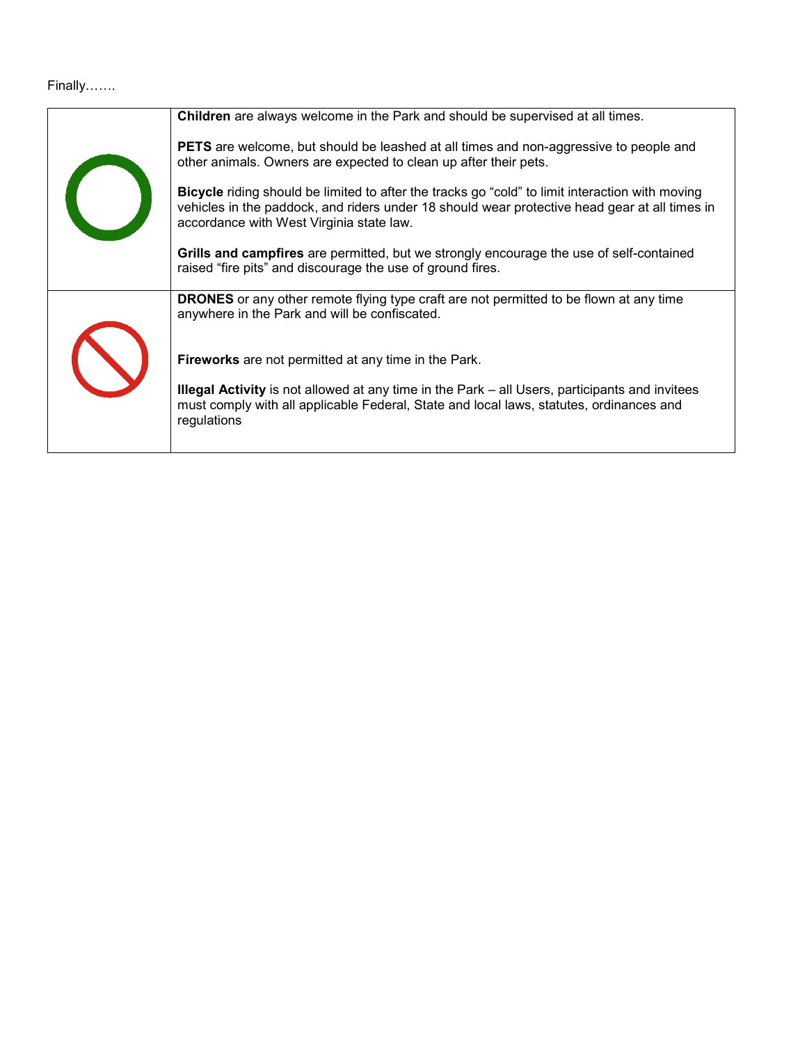Finally…….

| | |
|---|---|
| | **Children** are always welcome in the Park and should be supervised at all times.<br><br>**PETS** are welcome, but should be leashed at all times and non-aggressive to people and other animals. Owners are expected to clean up after their pets.<br><br>**Bicycle** riding should be limited to after the tracks go “cold” to limit interaction with moving vehicles in the paddock, and riders under 18 should wear protective head gear at all times in accordance with West Virginia state law.<br><br>**Grills and campfires** are permitted, but we strongly encourage the use of self-contained raised “fire pits” and discourage the use of ground fires. |
| | **DRONES** or any other remote flying type craft are not permitted to be flown at any time anywhere in the Park and will be confiscated.<br><br>**Fireworks** are not permitted at any time in the Park.<br><br>**Illegal Activity** is not allowed at any time in the Park – all Users, participants and invitees must comply with all applicable Federal, State and local laws, statutes, ordinances and regulations |